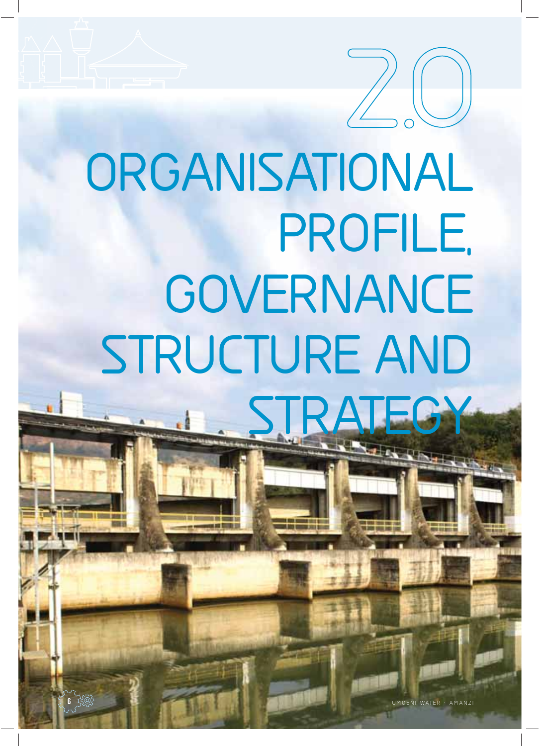# 2.0 ORGANISATIONAL PROFILE, GOVERNANCE STRUCTURE AND STRATEGY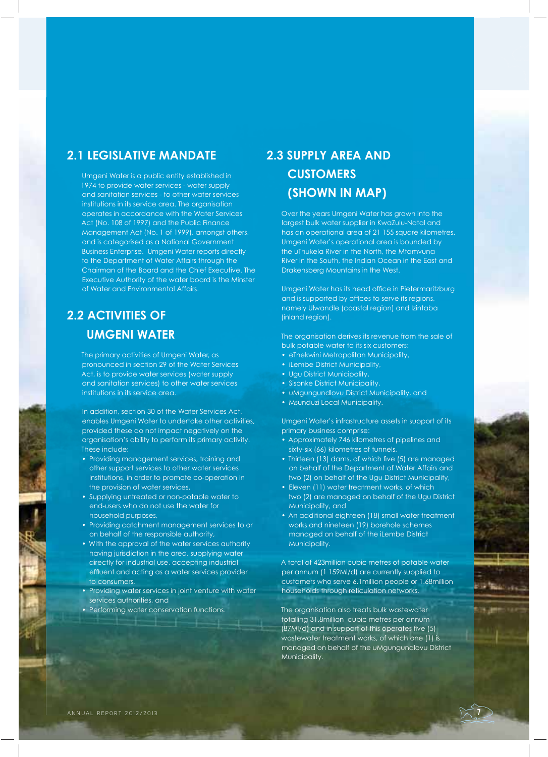## 2.1 LEGISLATIVE MANDATE

Umgeni Water is a public entity established in 1974 to provide water services - water supply and sanitation services - to other water services institutions in its service area. The organisation operates in accordance with the Water Services Act (No. 108 of 1997) and the Public Finance Management Act (No. 1 of 1999), amongst others, and is categorised as a National Government Business Enterprise. Umgeni Water reports directly to the Department of Water Affairs through the Chairman of the Board and the Chief Executive. The Executive Authority of the water board is the Minster of Water and Environmental Affairs.

## 2.2 ACTIVITIES OF UMGENI WATER

The primary activities of Umgeni Water, as pronounced in section 29 of the Water Services Act, is to provide water services (water supply and sanitation services) to other water services institutions in its service area.

In addition, section 30 of the Water Services Act, enables Umgeni Water to undertake other activities, provided these do not impact negatively on the organisation's ability to perform its primary activity. These include:

- Providing management services, training and other support services to other water services institutions, in order to promote co-operation in the provision of water services,
- Supplying untreated or non-potable water to end-users who do not use the water for household purposes,
- Providing catchment management services to or on behalf of the responsible authority,
- With the approval of the water services authority having jurisdiction in the area, supplying water directly for industrial use, accepting industrial effluent and acting as a water services provider to consumers,
- Providing water services in joint venture with water services authorities, and
- Performing water conservation functions.

## 2.3 SUPPLY AREA AND CUSTOMERS (SHOWN IN MAP)

Over the years Umgeni Water has grown into the largest bulk water supplier in KwaZulu-Natal and has an operational area of 21 155 square kilometres. Umgeni Water's operational area is bounded by the uThukela River in the North, the Mtamvuna River in the South, the Indian Ocean in the East and Drakensberg Mountains in the West.

Umgeni Water has its head office in Pietermaritzburg and is supported by offices to serve its regions, namely Ulwandle (coastal region) and Izintaba (inland region).

The organisation derives its revenue from the sale of bulk potable water to its six customers:

- eThekwini Metropolitan Municipality,
- iLembe District Municipality,
- Ugu District Municipality,
- Sisonke District Municipality,
- uMgungundlovu District Municipality, and
- Msunduzi Local Municipality.

Umgeni Water's infrastructure assets in support of its primary business comprise:

- Approximately 746 kilometres of pipelines and sixty-six (66) kilometres of tunnels,
- Thirteen (13) dams, of which five (5) are managed on behalf of the Department of Water Affairs and two (2) on behalf of the Ugu District Municipality,
- Eleven (11) water treatment works, of which two (2) are managed on behalf of the Ugu District Municipality, and
- An additional eighteen (18) small water treatment works and nineteen (19) borehole schemes managed on behalf of the iLembe District Municipality.

A total of 423million cubic metres of potable water per annum (1 159Ml/d) are currently supplied to customers who serve 6.1million people or 1.68million households through reticulation networks.

The organisation also treats bulk wastewater totalling 31.8million cubic metres per annum (87Ml/d) and in support of this operates five (5) wastewater treatment works, of which one (1) is managed on behalf of the uMgungundlovu District Municipality.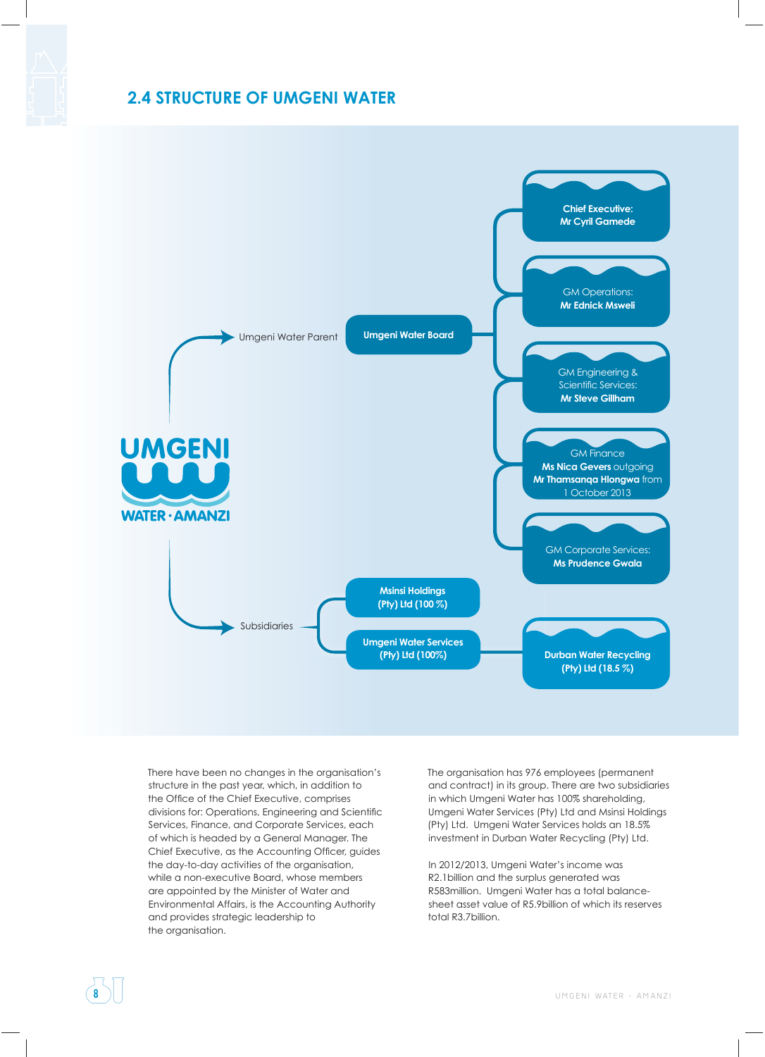## 2.4 STRUCTURE OF UMGENI WATER

UMGENI WATER · AMANZI

Umgeni Water Parent

**Umgeni Water Board**

**Chief Executive: Mr Cyril Gamede**

GM Operations: **Mr Ednick Msweli**

GM Engineering & Scientific Services: **Mr Steve Gillham**

GM Finance **Ms Nica Gevers** outgoing **Mr Thamsanqa Hlongwa** from 1 October 2013

GM Corporate Services: **Ms Prudence Gwala**

Subsidiaries

**Msinsi Holdings (Pty) Ltd (100 %)**

**Umgeni Water Services (Pty) Ltd (100%)**

**Durban Water Recycling (Pty) Ltd (18.5 %)**

There have been no changes in the organisation's structure in the past year, which, in addition to the Office of the Chief Executive, comprises divisions for: Operations, Engineering and Scientific Services, Finance, and Corporate Services, each of which is headed by a General Manager. The Chief Executive, as the Accounting Officer, guides the day-to-day activities of the organisation, while a non-executive Board, whose members are appointed by the Minister of Water and Environmental Affairs, is the Accounting Authority and provides strategic leadership to the organisation.

The organisation has 976 employees (permanent and contract) in its group. There are two subsidiaries in which Umgeni Water has 100% shareholding, Umgeni Water Services (Pty) Ltd and Msinsi Holdings (Pty) Ltd. Umgeni Water Services holds an 18.5% investment in Durban Water Recycling (Pty) Ltd.

In 2012/2013, Umgeni Water's income was R2.1billion and the surplus generated was R583million. Umgeni Water has a total balance-sheet asset value of R5.9billion of which its reserves total R3.7billion.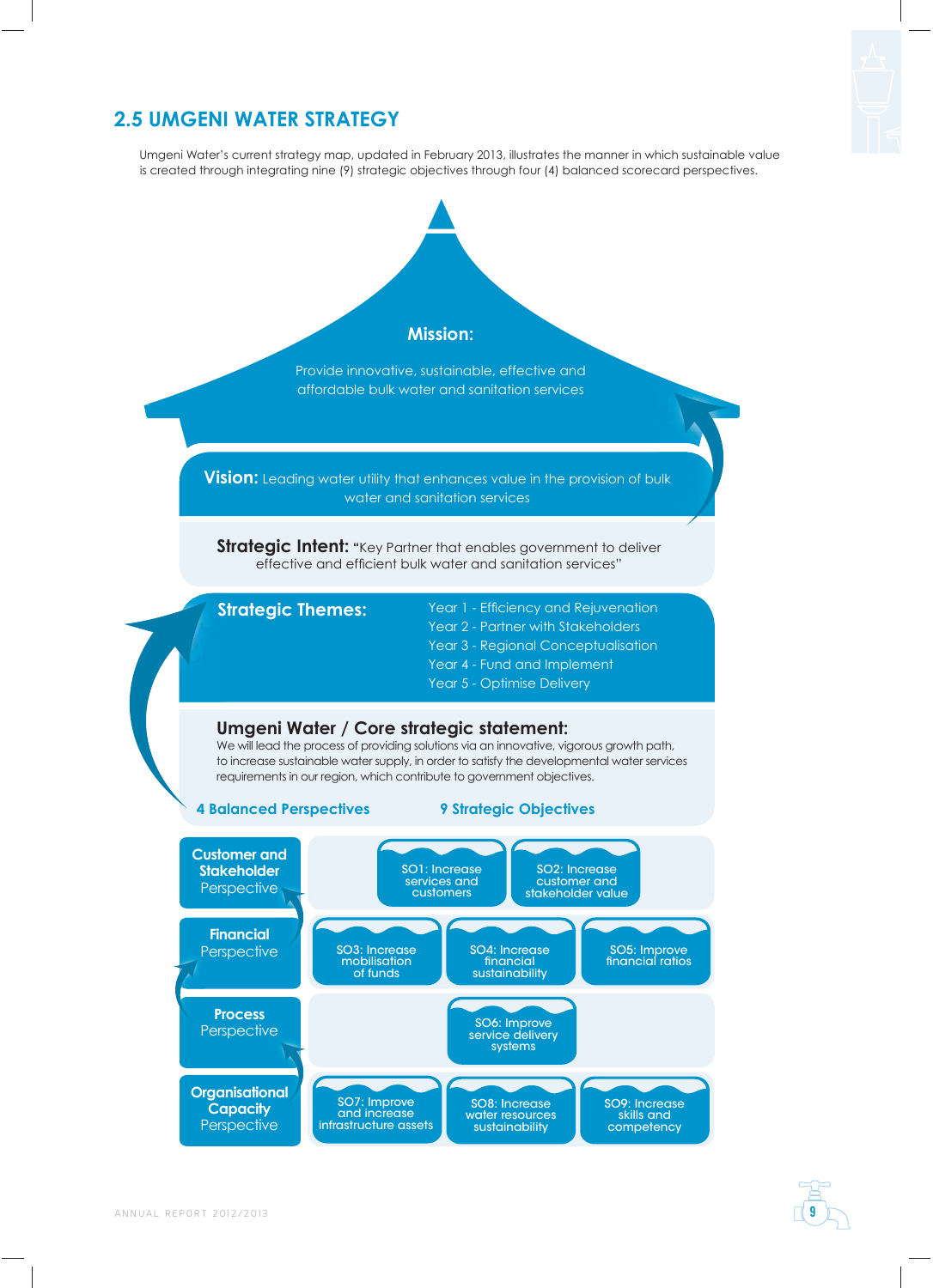## 2.5 UMGENI WATER STRATEGY

Umgeni Water's current strategy map, updated in February 2013, illustrates the manner in which sustainable value is created through integrating nine (9) strategic objectives through four (4) balanced scorecard perspectives.

**Mission:**

Provide innovative, sustainable, effective and affordable bulk water and sanitation services

**Vision:** Leading water utility that enhances value in the provision of bulk water and sanitation services

**Strategic Intent:** "Key Partner that enables government to deliver effective and efficient bulk water and sanitation services"

**Strategic Themes:**

- Year 1 - Efficiency and Rejuvenation
- Year 2 - Partner with Stakeholders
- Year 3 - Regional Conceptualisation
- Year 4 - Fund and Implement
- Year 5 - Optimise Delivery

**Umgeni Water / Core strategic statement:**

We will lead the process of providing solutions via an innovative, vigorous growth path, to increase sustainable water supply, in order to satisfy the developmental water services requirements in our region, which contribute to government objectives.

| 4 Balanced Perspectives | 9 Strategic Objectives | | |
|---|---|---|---|
| **Customer and Stakeholder** Perspective | SO1: Increase services and customers | SO2: Increase customer and stakeholder value | |
| **Financial** Perspective | SO3: Increase mobilisation of funds | SO4: Increase financial sustainability | SO5: Improve financial ratios |
| **Process** Perspective | SO6: Improve service delivery systems | | |
| **Organisational Capacity** Perspective | SO7: Improve and increase infrastructure assets | SO8: Increase water resources sustainability | SO9: Increase skills and competency |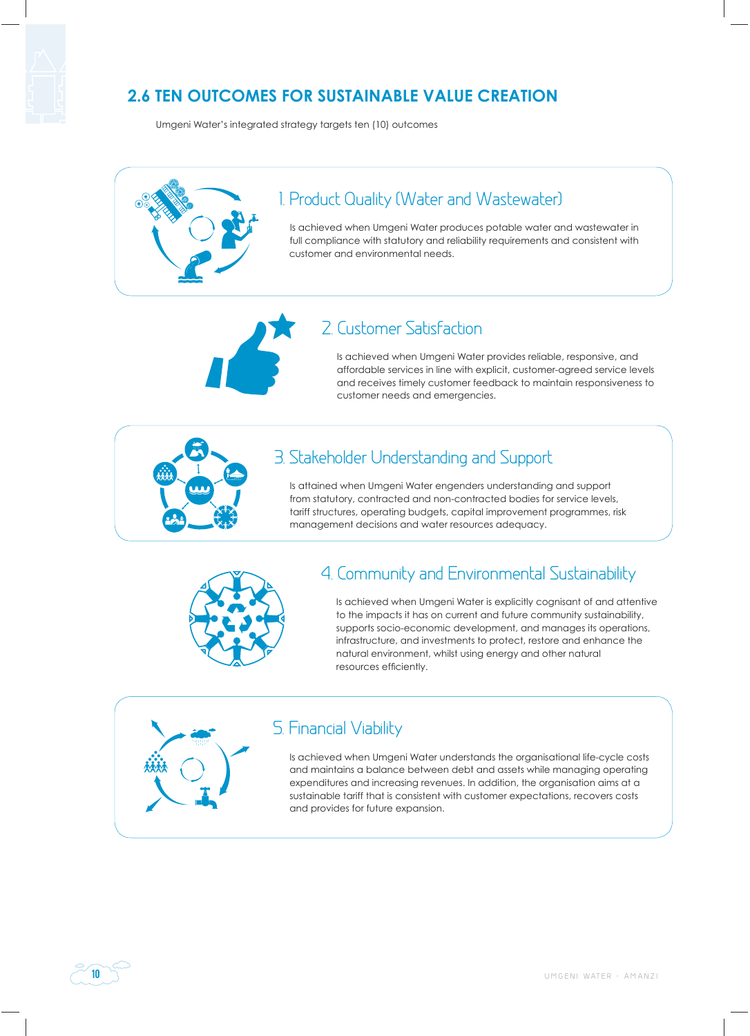## 2.6 TEN OUTCOMES FOR SUSTAINABLE VALUE CREATION

Umgeni Water's integrated strategy targets ten (10) outcomes

### 1. Product Quality (Water and Wastewater)

Is achieved when Umgeni Water produces potable water and wastewater in full compliance with statutory and reliability requirements and consistent with customer and environmental needs.

### 2. Customer Satisfaction

Is achieved when Umgeni Water provides reliable, responsive, and affordable services in line with explicit, customer-agreed service levels and receives timely customer feedback to maintain responsiveness to customer needs and emergencies.

### 3. Stakeholder Understanding and Support

Is attained when Umgeni Water engenders understanding and support from statutory, contracted and non-contracted bodies for service levels, tariff structures, operating budgets, capital improvement programmes, risk management decisions and water resources adequacy.

### 4. Community and Environmental Sustainability

Is achieved when Umgeni Water is explicitly cognisant of and attentive to the impacts it has on current and future community sustainability, supports socio-economic development, and manages its operations, infrastructure, and investments to protect, restore and enhance the natural environment, whilst using energy and other natural resources efficiently.

### 5. Financial Viability

Is achieved when Umgeni Water understands the organisational life-cycle costs and maintains a balance between debt and assets while managing operating expenditures and increasing revenues. In addition, the organisation aims at a sustainable tariff that is consistent with customer expectations, recovers costs and provides for future expansion.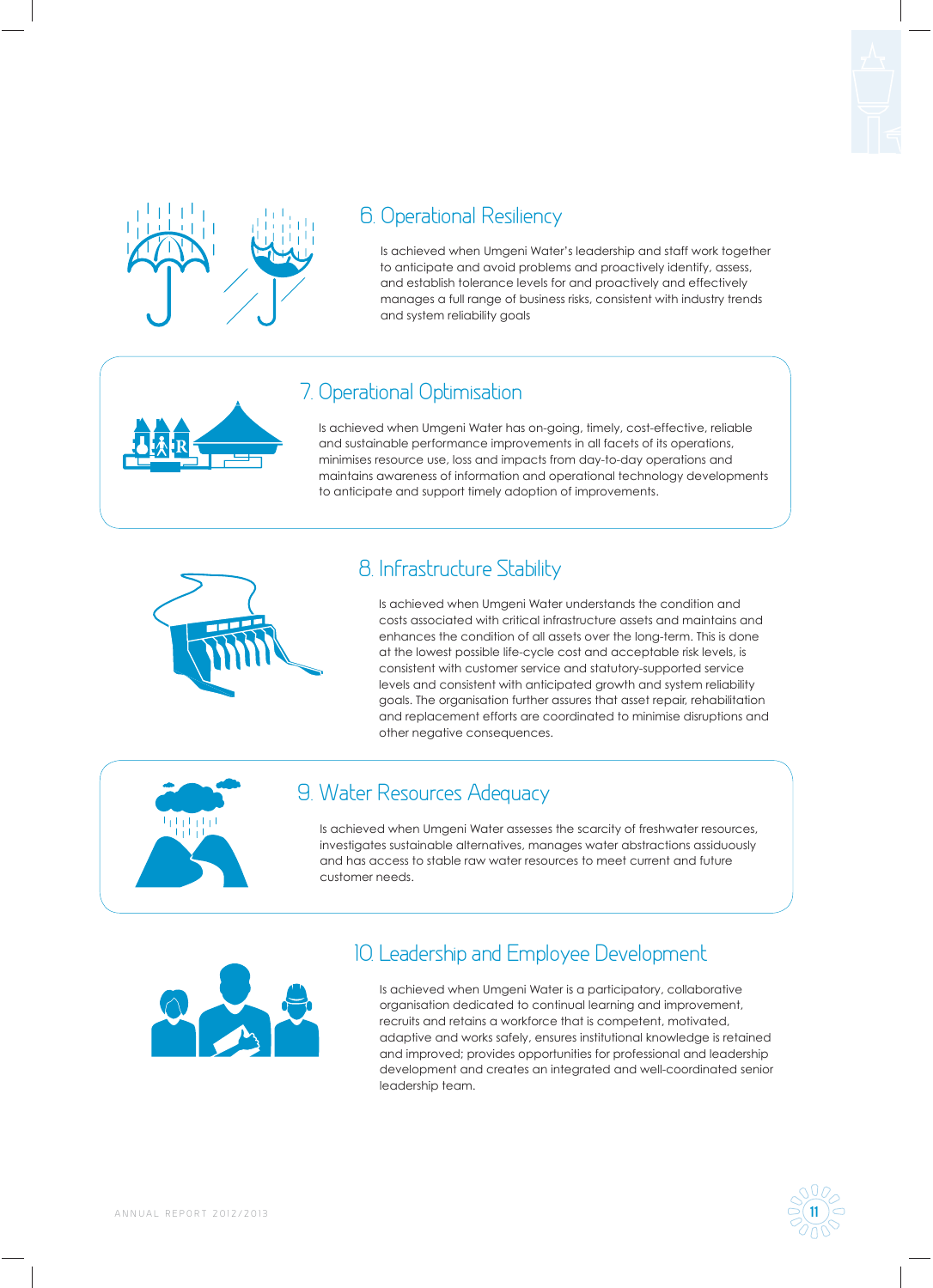## 6. Operational Resiliency

Is achieved when Umgeni Water's leadership and staff work together to anticipate and avoid problems and proactively identify, assess, and establish tolerance levels for and proactively and effectively manages a full range of business risks, consistent with industry trends and system reliability goals

## 7. Operational Optimisation

Is achieved when Umgeni Water has on-going, timely, cost-effective, reliable and sustainable performance improvements in all facets of its operations, minimises resource use, loss and impacts from day-to-day operations and maintains awareness of information and operational technology developments to anticipate and support timely adoption of improvements.

## 8. Infrastructure Stability

Is achieved when Umgeni Water understands the condition and costs associated with critical infrastructure assets and maintains and enhances the condition of all assets over the long-term. This is done at the lowest possible life-cycle cost and acceptable risk levels, is consistent with customer service and statutory-supported service levels and consistent with anticipated growth and system reliability goals. The organisation further assures that asset repair, rehabilitation and replacement efforts are coordinated to minimise disruptions and other negative consequences.

## 9. Water Resources Adequacy

Is achieved when Umgeni Water assesses the scarcity of freshwater resources, investigates sustainable alternatives, manages water abstractions assiduously and has access to stable raw water resources to meet current and future customer needs.

## 10. Leadership and Employee Development

Is achieved when Umgeni Water is a participatory, collaborative organisation dedicated to continual learning and improvement, recruits and retains a workforce that is competent, motivated, adaptive and works safely, ensures institutional knowledge is retained and improved; provides opportunities for professional and leadership development and creates an integrated and well-coordinated senior leadership team.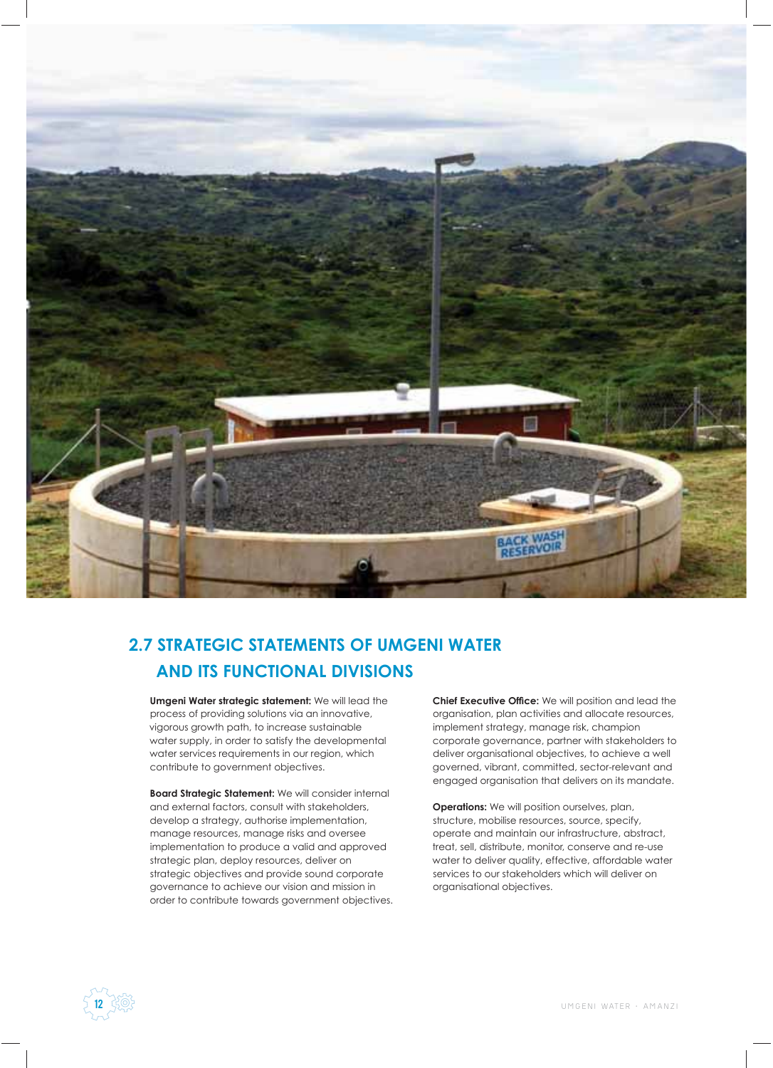## 2.7 STRATEGIC STATEMENTS OF UMGENI WATER AND ITS FUNCTIONAL DIVISIONS

**Umgeni Water strategic statement:** We will lead the process of providing solutions via an innovative, vigorous growth path, to increase sustainable water supply, in order to satisfy the developmental water services requirements in our region, which contribute to government objectives.

**Board Strategic Statement:** We will consider internal and external factors, consult with stakeholders, develop a strategy, authorise implementation, manage resources, manage risks and oversee implementation to produce a valid and approved strategic plan, deploy resources, deliver on strategic objectives and provide sound corporate governance to achieve our vision and mission in order to contribute towards government objectives.

**Chief Executive Office:** We will position and lead the organisation, plan activities and allocate resources, implement strategy, manage risk, champion corporate governance, partner with stakeholders to deliver organisational objectives, to achieve a well governed, vibrant, committed, sector-relevant and engaged organisation that delivers on its mandate.

**Operations:** We will position ourselves, plan, structure, mobilise resources, source, specify, operate and maintain our infrastructure, abstract, treat, sell, distribute, monitor, conserve and re-use water to deliver quality, effective, affordable water services to our stakeholders which will deliver on organisational objectives.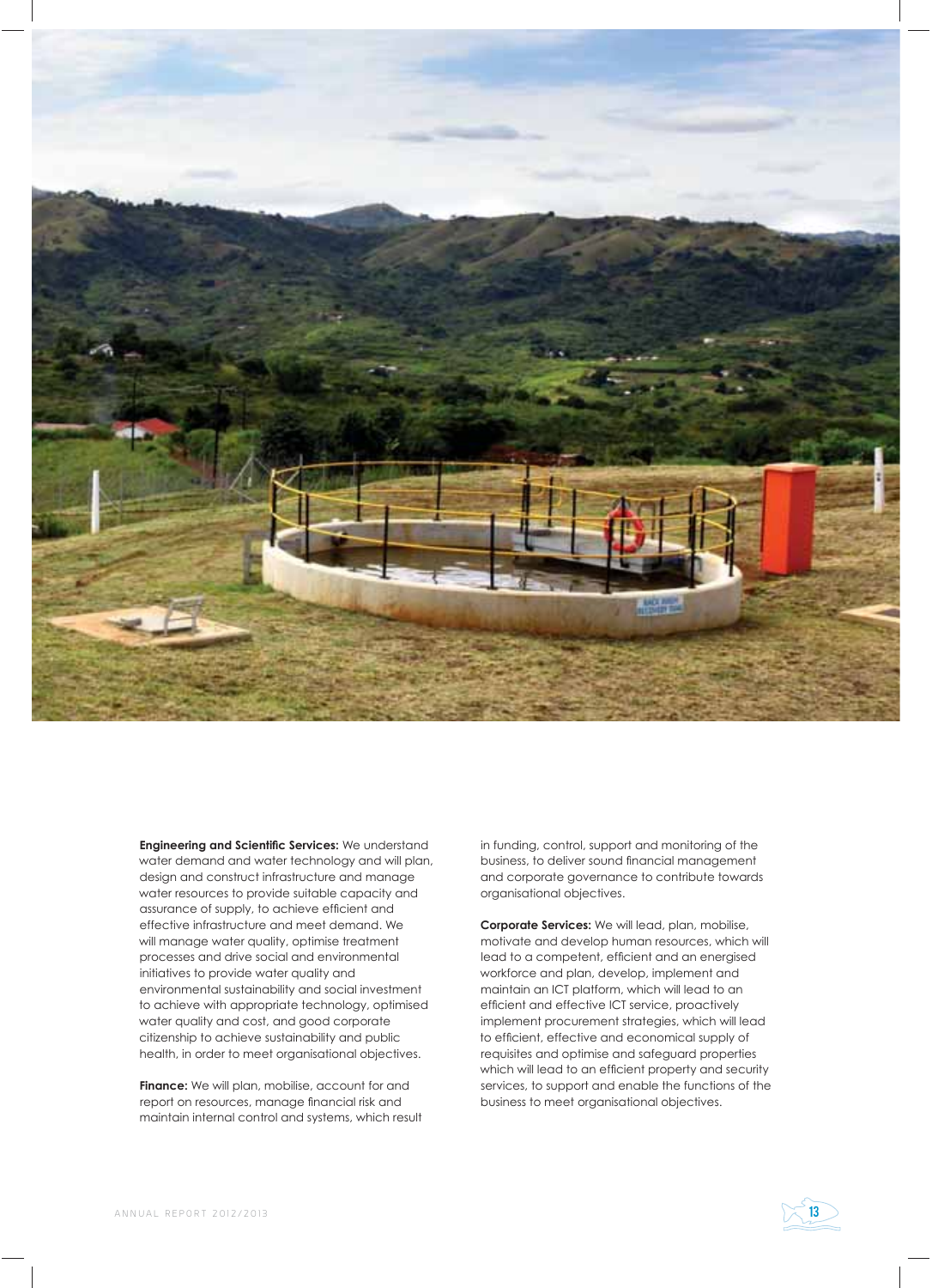**Engineering and Scientific Services:** We understand water demand and water technology and will plan, design and construct infrastructure and manage water resources to provide suitable capacity and assurance of supply, to achieve efficient and effective infrastructure and meet demand. We will manage water quality, optimise treatment processes and drive social and environmental initiatives to provide water quality and environmental sustainability and social investment to achieve with appropriate technology, optimised water quality and cost, and good corporate citizenship to achieve sustainability and public health, in order to meet organisational objectives.

**Finance:** We will plan, mobilise, account for and report on resources, manage financial risk and maintain internal control and systems, which result in funding, control, support and monitoring of the business, to deliver sound financial management and corporate governance to contribute towards organisational objectives.

**Corporate Services:** We will lead, plan, mobilise, motivate and develop human resources, which will lead to a competent, efficient and an energised workforce and plan, develop, implement and maintain an ICT platform, which will lead to an efficient and effective ICT service, proactively implement procurement strategies, which will lead to efficient, effective and economical supply of requisites and optimise and safeguard properties which will lead to an efficient property and security services, to support and enable the functions of the business to meet organisational objectives.